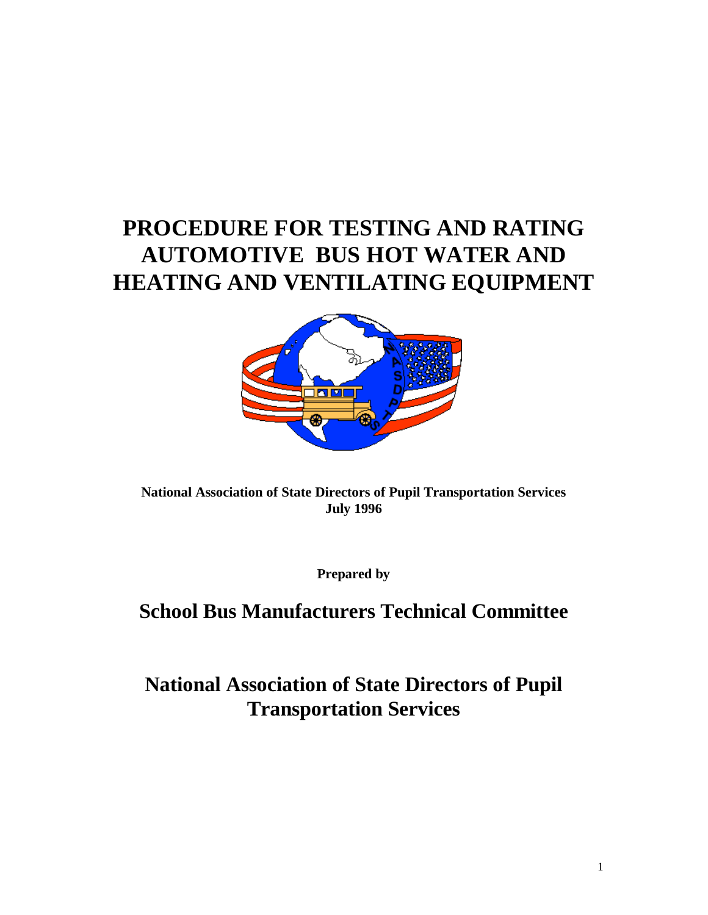# PROCEDURE FOR TESTING AND RATING AUTOMOTIVE BUS HOT WATER AND HEATING AND VENTILATING EQUIPMENT

**National Association of State Directors of Pupil Transportation Services**
**July 1996**

**Prepared by**

## School Bus Manufacturers Technical Committee

## National Association of State Directors of Pupil Transportation Services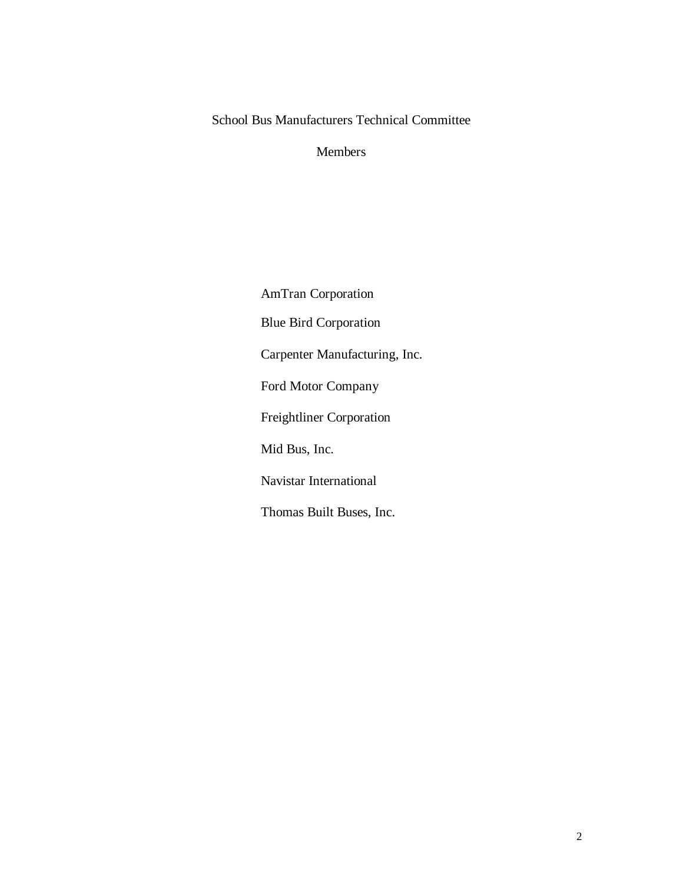School Bus Manufacturers Technical Committee

Members

AmTran Corporation

Blue Bird Corporation

Carpenter Manufacturing, Inc.

Ford Motor Company

Freightliner Corporation

Mid Bus, Inc.

Navistar International

Thomas Built Buses, Inc.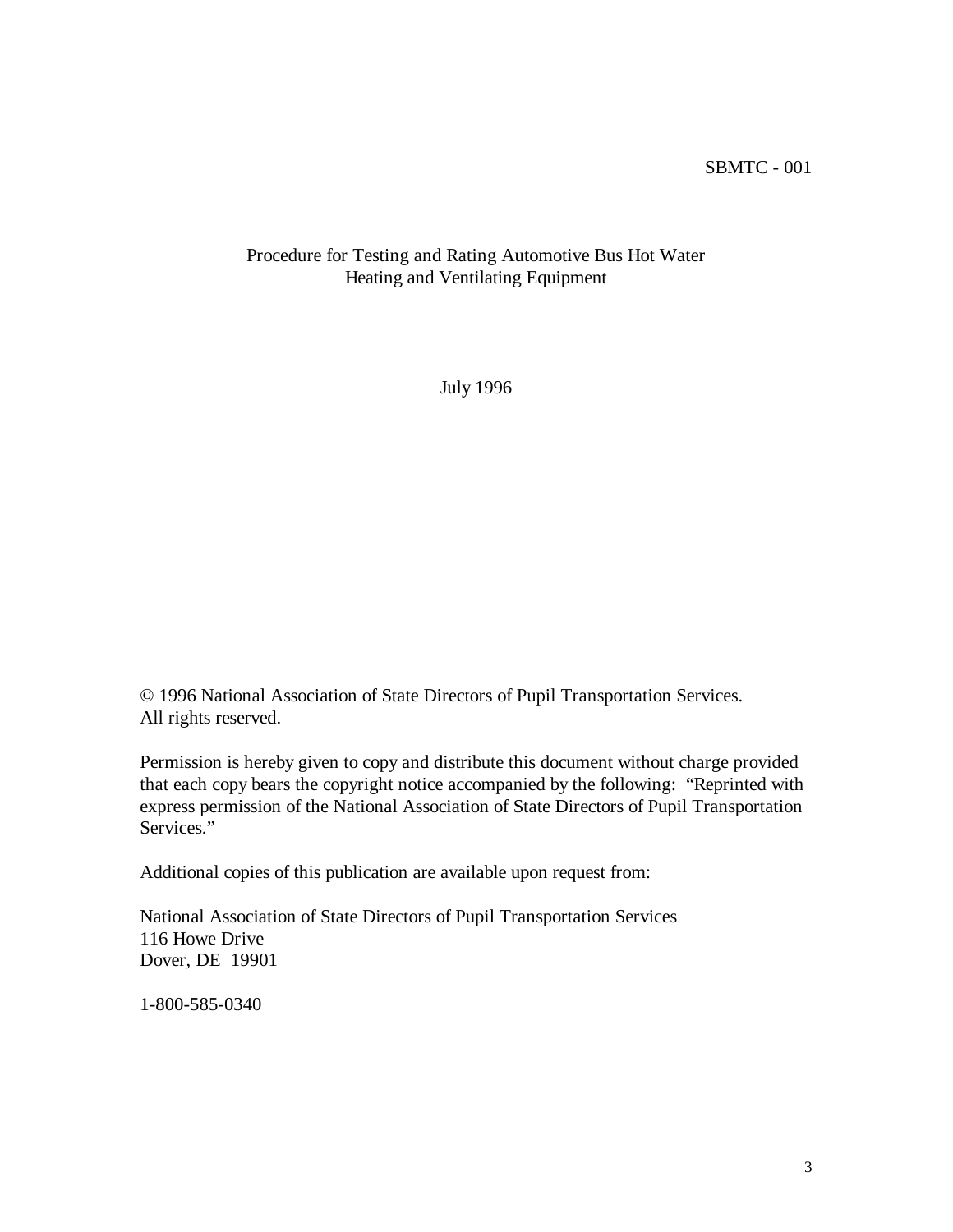SBMTC - 001

# Procedure for Testing and Rating Automotive Bus Hot Water Heating and Ventilating Equipment

July 1996

© 1996 National Association of State Directors of Pupil Transportation Services. All rights reserved.

Permission is hereby given to copy and distribute this document without charge provided that each copy bears the copyright notice accompanied by the following: "Reprinted with express permission of the National Association of State Directors of Pupil Transportation Services."

Additional copies of this publication are available upon request from:

National Association of State Directors of Pupil Transportation Services
116 Howe Drive
Dover, DE 19901

1-800-585-0340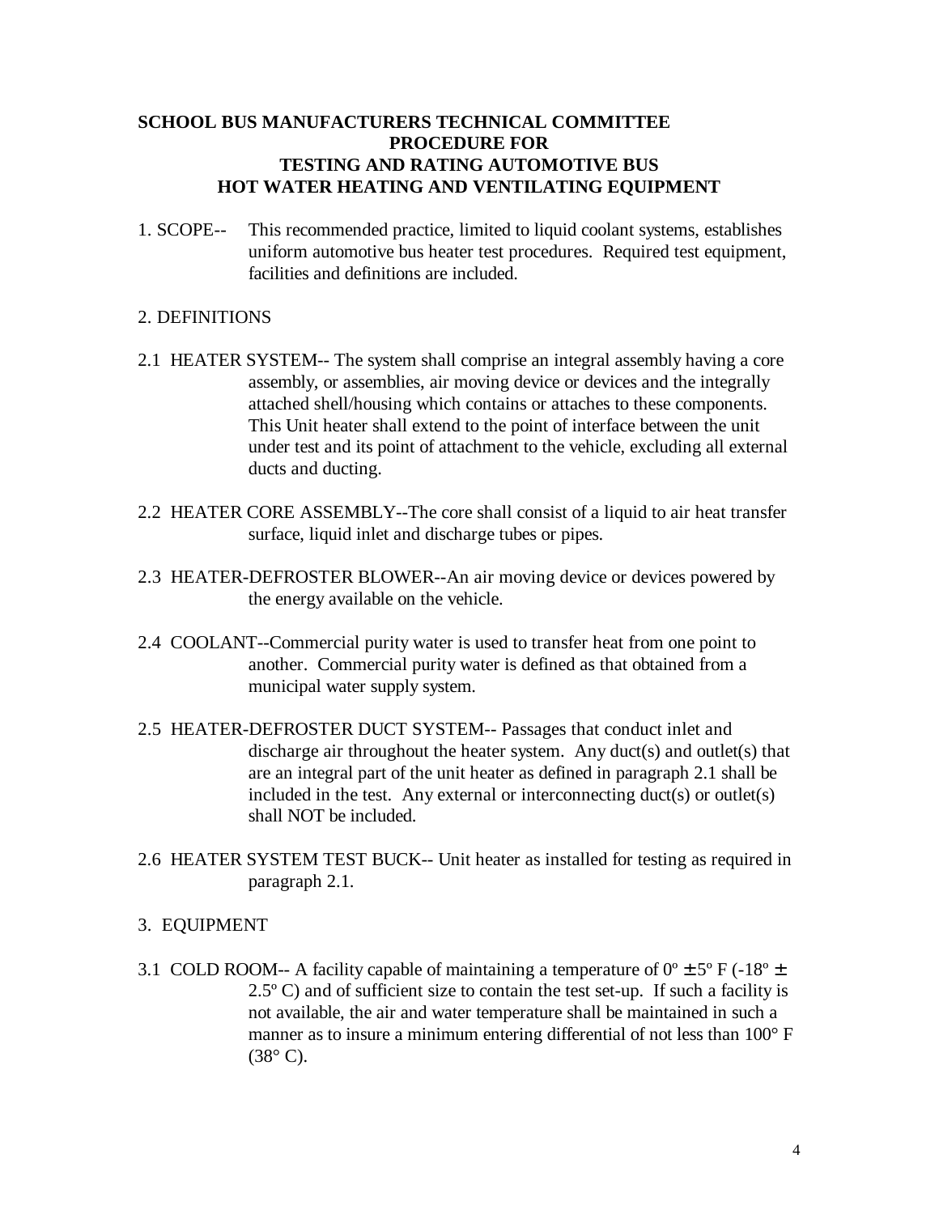**SCHOOL BUS MANUFACTURERS TECHNICAL COMMITTEE**
**PROCEDURE FOR**
**TESTING AND RATING AUTOMOTIVE BUS**
**HOT WATER HEATING AND VENTILATING EQUIPMENT**

1. SCOPE-- This recommended practice, limited to liquid coolant systems, establishes uniform automotive bus heater test procedures. Required test equipment, facilities and definitions are included.

2. DEFINITIONS

2.1 HEATER SYSTEM-- The system shall comprise an integral assembly having a core assembly, or assemblies, air moving device or devices and the integrally attached shell/housing which contains or attaches to these components. This Unit heater shall extend to the point of interface between the unit under test and its point of attachment to the vehicle, excluding all external ducts and ducting.

2.2 HEATER CORE ASSEMBLY--The core shall consist of a liquid to air heat transfer surface, liquid inlet and discharge tubes or pipes.

2.3 HEATER-DEFROSTER BLOWER--An air moving device or devices powered by the energy available on the vehicle.

2.4 COOLANT--Commercial purity water is used to transfer heat from one point to another. Commercial purity water is defined as that obtained from a municipal water supply system.

2.5 HEATER-DEFROSTER DUCT SYSTEM-- Passages that conduct inlet and discharge air throughout the heater system. Any duct(s) and outlet(s) that are an integral part of the unit heater as defined in paragraph 2.1 shall be included in the test. Any external or interconnecting duct(s) or outlet(s) shall NOT be included.

2.6 HEATER SYSTEM TEST BUCK-- Unit heater as installed for testing as required in paragraph 2.1.

3. EQUIPMENT

3.1 COLD ROOM-- A facility capable of maintaining a temperature of 0º ± 5º F (-18º ± 2.5º C) and of sufficient size to contain the test set-up. If such a facility is not available, the air and water temperature shall be maintained in such a manner as to insure a minimum entering differential of not less than 100° F (38° C).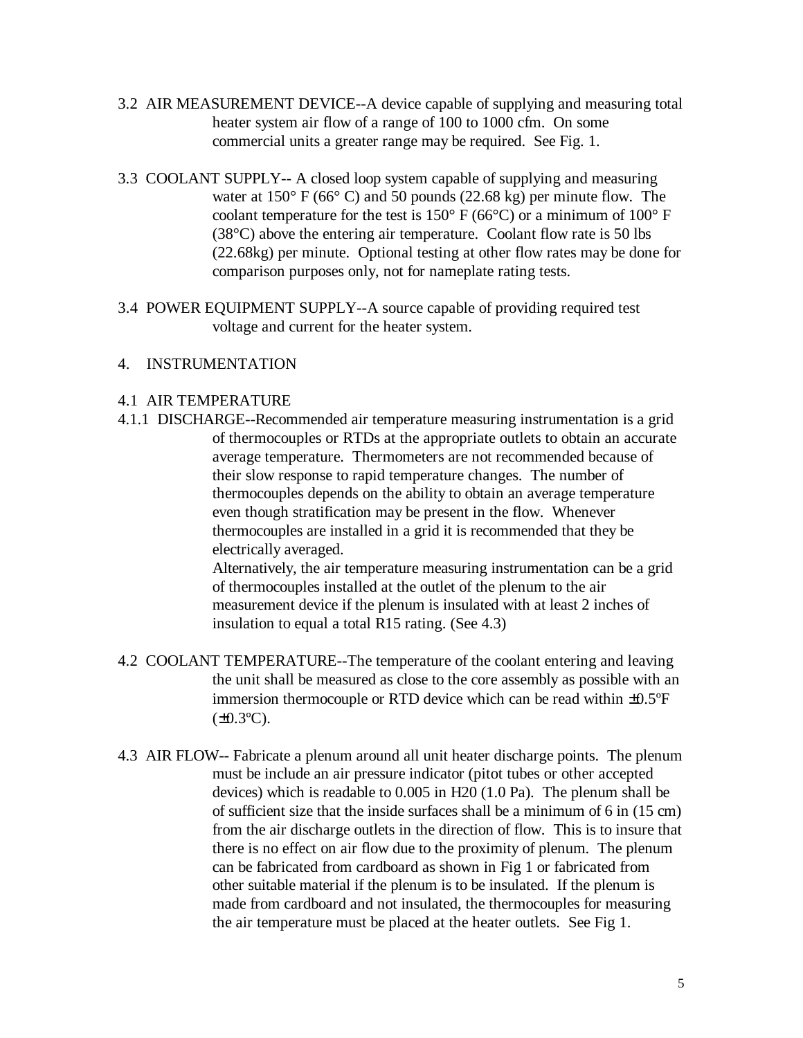3.2 AIR MEASUREMENT DEVICE--A device capable of supplying and measuring total heater system air flow of a range of 100 to 1000 cfm. On some commercial units a greater range may be required. See Fig. 1.

3.3 COOLANT SUPPLY-- A closed loop system capable of supplying and measuring water at 150° F (66° C) and 50 pounds (22.68 kg) per minute flow. The coolant temperature for the test is 150° F (66°C) or a minimum of 100° F (38°C) above the entering air temperature. Coolant flow rate is 50 lbs (22.68kg) per minute. Optional testing at other flow rates may be done for comparison purposes only, not for nameplate rating tests.

3.4 POWER EQUIPMENT SUPPLY--A source capable of providing required test voltage and current for the heater system.

## 4. INSTRUMENTATION

### 4.1 AIR TEMPERATURE

4.1.1 DISCHARGE--Recommended air temperature measuring instrumentation is a grid of thermocouples or RTDs at the appropriate outlets to obtain an accurate average temperature. Thermometers are not recommended because of their slow response to rapid temperature changes. The number of thermocouples depends on the ability to obtain an average temperature even though stratification may be present in the flow. Whenever thermocouples are installed in a grid it is recommended that they be electrically averaged.

Alternatively, the air temperature measuring instrumentation can be a grid of thermocouples installed at the outlet of the plenum to the air measurement device if the plenum is insulated with at least 2 inches of insulation to equal a total R15 rating. (See 4.3)

4.2 COOLANT TEMPERATURE--The temperature of the coolant entering and leaving the unit shall be measured as close to the core assembly as possible with an immersion thermocouple or RTD device which can be read within ±0.5ºF (±0.3ºC).

4.3 AIR FLOW-- Fabricate a plenum around all unit heater discharge points. The plenum must be include an air pressure indicator (pitot tubes or other accepted devices) which is readable to 0.005 in H20 (1.0 Pa). The plenum shall be of sufficient size that the inside surfaces shall be a minimum of 6 in (15 cm) from the air discharge outlets in the direction of flow. This is to insure that there is no effect on air flow due to the proximity of plenum. The plenum can be fabricated from cardboard as shown in Fig 1 or fabricated from other suitable material if the plenum is to be insulated. If the plenum is made from cardboard and not insulated, the thermocouples for measuring the air temperature must be placed at the heater outlets. See Fig 1.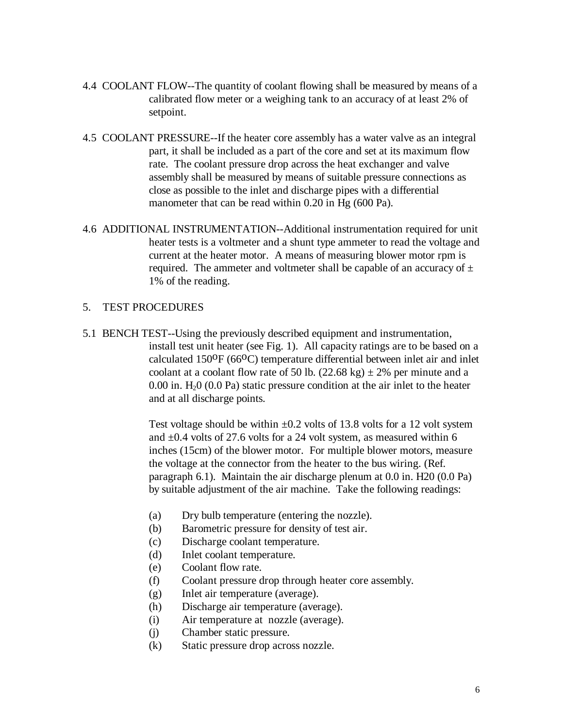4.4 COOLANT FLOW--The quantity of coolant flowing shall be measured by means of a calibrated flow meter or a weighing tank to an accuracy of at least 2% of setpoint.

4.5 COOLANT PRESSURE--If the heater core assembly has a water valve as an integral part, it shall be included as a part of the core and set at its maximum flow rate. The coolant pressure drop across the heat exchanger and valve assembly shall be measured by means of suitable pressure connections as close as possible to the inlet and discharge pipes with a differential manometer that can be read within 0.20 in Hg (600 Pa).

4.6 ADDITIONAL INSTRUMENTATION--Additional instrumentation required for unit heater tests is a voltmeter and a shunt type ammeter to read the voltage and current at the heater motor. A means of measuring blower motor rpm is required. The ammeter and voltmeter shall be capable of an accuracy of ± 1% of the reading.

## 5. TEST PROCEDURES

5.1 BENCH TEST--Using the previously described equipment and instrumentation, install test unit heater (see Fig. 1). All capacity ratings are to be based on a calculated 150°F (66°C) temperature differential between inlet air and inlet coolant at a coolant flow rate of 50 lb. (22.68 kg) ± 2% per minute and a 0.00 in. $H_2$0 (0.0 Pa) static pressure condition at the air inlet to the heater and at all discharge points.

Test voltage should be within ±0.2 volts of 13.8 volts for a 12 volt system and ±0.4 volts of 27.6 volts for a 24 volt system, as measured within 6 inches (15cm) of the blower motor. For multiple blower motors, measure the voltage at the connector from the heater to the bus wiring. (Ref. paragraph 6.1). Maintain the air discharge plenum at 0.0 in. H20 (0.0 Pa) by suitable adjustment of the air machine. Take the following readings:

- (a) Dry bulb temperature (entering the nozzle).
- (b) Barometric pressure for density of test air.
- (c) Discharge coolant temperature.
- (d) Inlet coolant temperature.
- (e) Coolant flow rate.
- (f) Coolant pressure drop through heater core assembly.
- (g) Inlet air temperature (average).
- (h) Discharge air temperature (average).
- (i) Air temperature at nozzle (average).
- (j) Chamber static pressure.
- (k) Static pressure drop across nozzle.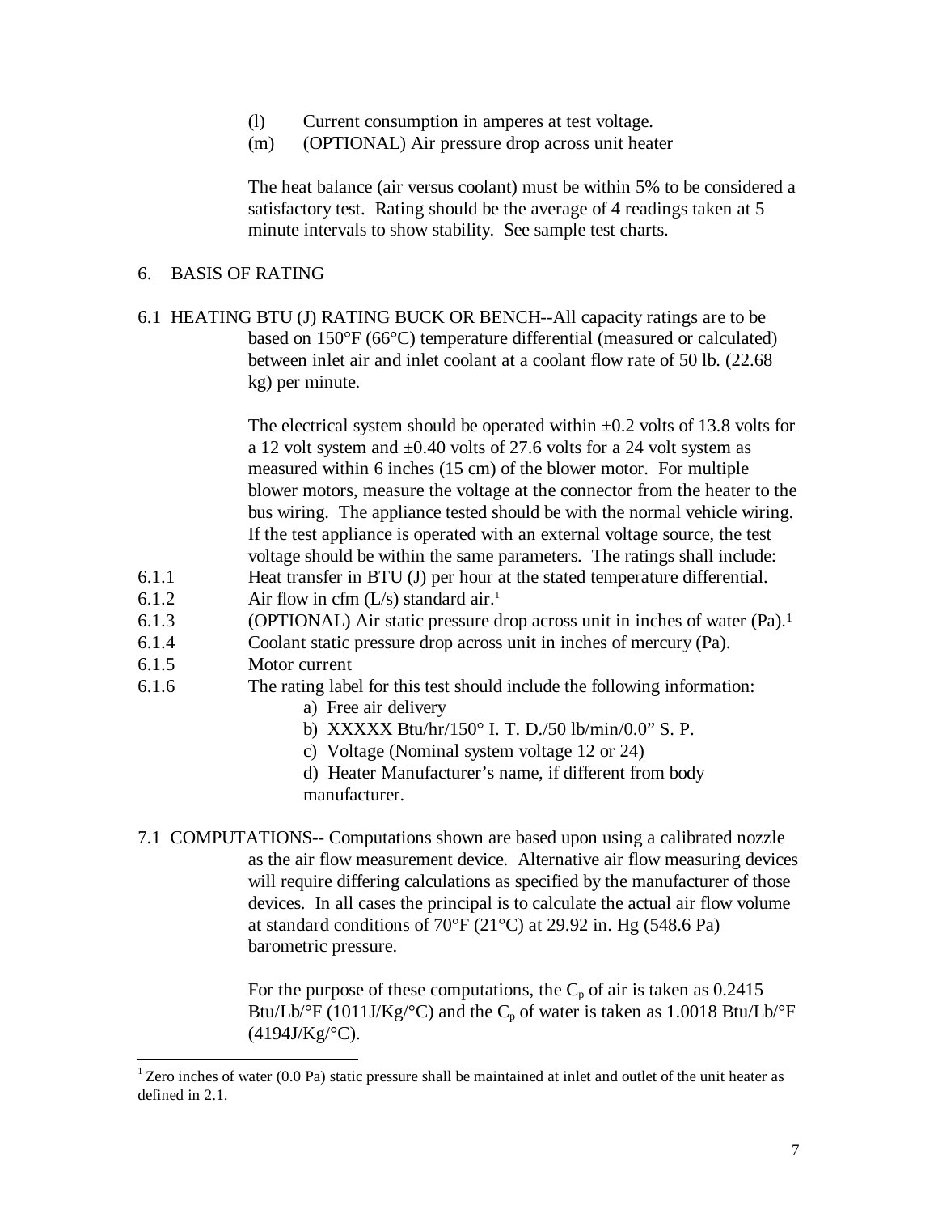(l) Current consumption in amperes at test voltage.
(m) (OPTIONAL) Air pressure drop across unit heater

The heat balance (air versus coolant) must be within 5% to be considered a satisfactory test. Rating should be the average of 4 readings taken at 5 minute intervals to show stability. See sample test charts.

## 6. BASIS OF RATING

6.1 HEATING BTU (J) RATING BUCK OR BENCH--All capacity ratings are to be based on 150°F (66°C) temperature differential (measured or calculated) between inlet air and inlet coolant at a coolant flow rate of 50 lb. (22.68 kg) per minute.

The electrical system should be operated within ±0.2 volts of 13.8 volts for a 12 volt system and ±0.40 volts of 27.6 volts for a 24 volt system as measured within 6 inches (15 cm) of the blower motor. For multiple blower motors, measure the voltage at the connector from the heater to the bus wiring. The appliance tested should be with the normal vehicle wiring. If the test appliance is operated with an external voltage source, the test voltage should be within the same parameters. The ratings shall include:

6.1.1 Heat transfer in BTU (J) per hour at the stated temperature differential.

6.1.2 Air flow in cfm (L/s) standard air.[1]

6.1.3 (OPTIONAL) Air static pressure drop across unit in inches of water (Pa).[1]

6.1.4 Coolant static pressure drop across unit in inches of mercury (Pa).

6.1.5 Motor current

6.1.6 The rating label for this test should include the following information:

a) Free air delivery
b) XXXXX Btu/hr/150° I. T. D./50 lb/min/0.0" S. P.
c) Voltage (Nominal system voltage 12 or 24)
d) Heater Manufacturer's name, if different from body manufacturer.

7.1 COMPUTATIONS-- Computations shown are based upon using a calibrated nozzle as the air flow measurement device. Alternative air flow measuring devices will require differing calculations as specified by the manufacturer of those devices. In all cases the principal is to calculate the actual air flow volume at standard conditions of 70°F (21°C) at 29.92 in. Hg (548.6 Pa) barometric pressure.

For the purpose of these computations, the $C_p$ of air is taken as 0.2415 Btu/Lb/°F (1011J/Kg/°C) and the $C_p$ of water is taken as 1.0018 Btu/Lb/°F (4194J/Kg/°C).

---

[1] Zero inches of water (0.0 Pa) static pressure shall be maintained at inlet and outlet of the unit heater as defined in 2.1.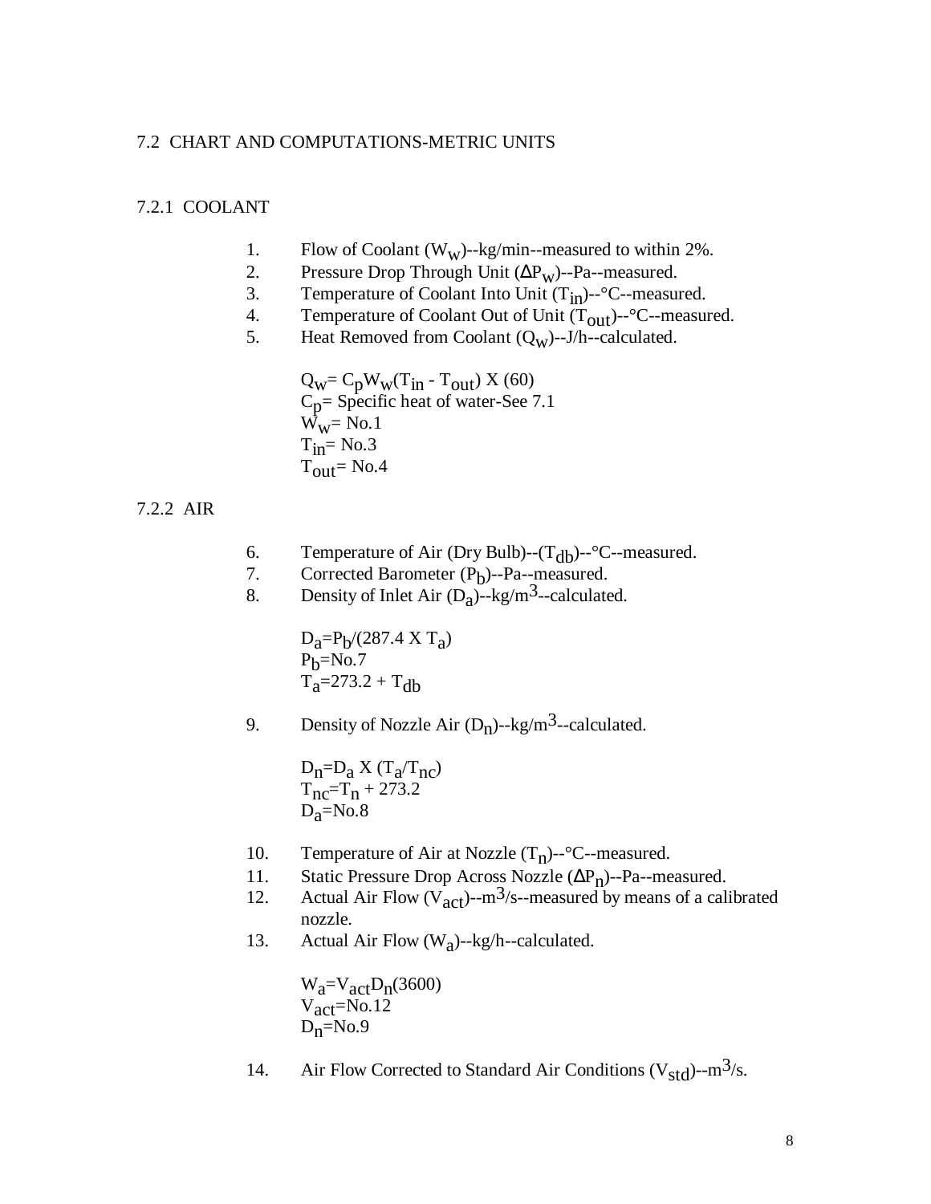## 7.2 CHART AND COMPUTATIONS-METRIC UNITS

### 7.2.1 COOLANT

1. Flow of Coolant ($W_w$)--kg/min--measured to within 2%.
2. Pressure Drop Through Unit ($\Delta P_w$)--Pa--measured.
3. Temperature of Coolant Into Unit ($T_{in}$)--°C--measured.
4. Temperature of Coolant Out of Unit ($T_{out}$)--°C--measured.
5. Heat Removed from Coolant ($Q_w$)--J/h--calculated.

   $Q_w = C_p W_w (T_{in} - T_{out}) \text{ X } (60)$
   $C_p$= Specific heat of water-See 7.1
   $W_w$= No.1
   $T_{in}$= No.3
   $T_{out}$= No.4

### 7.2.2 AIR

6. Temperature of Air (Dry Bulb)--($T_{db}$)--°C--measured.
7. Corrected Barometer ($P_b$)--Pa--measured.
8. Density of Inlet Air ($D_a$)--kg/m$^3$--calculated.

   $D_a = P_b/(287.4 \text{ X } T_a)$
   $P_b$=No.7
   $T_a = 273.2 + T_{db}$

9. Density of Nozzle Air ($D_n$)--kg/m$^3$--calculated.

   $D_n = D_a \text{ X } (T_a/T_{nc})$
   $T_{nc} = T_n + 273.2$
   $D_a$=No.8

10. Temperature of Air at Nozzle ($T_n$)--°C--measured.
11. Static Pressure Drop Across Nozzle ($\Delta P_n$)--Pa--measured.
12. Actual Air Flow ($V_{act}$)--m$^3$/s--measured by means of a calibrated nozzle.
13. Actual Air Flow ($W_a$)--kg/h--calculated.

    $W_a = V_{act} D_n (3600)$
    $V_{act}$=No.12
    $D_n$=No.9

14. Air Flow Corrected to Standard Air Conditions ($V_{std}$)--m$^3$/s.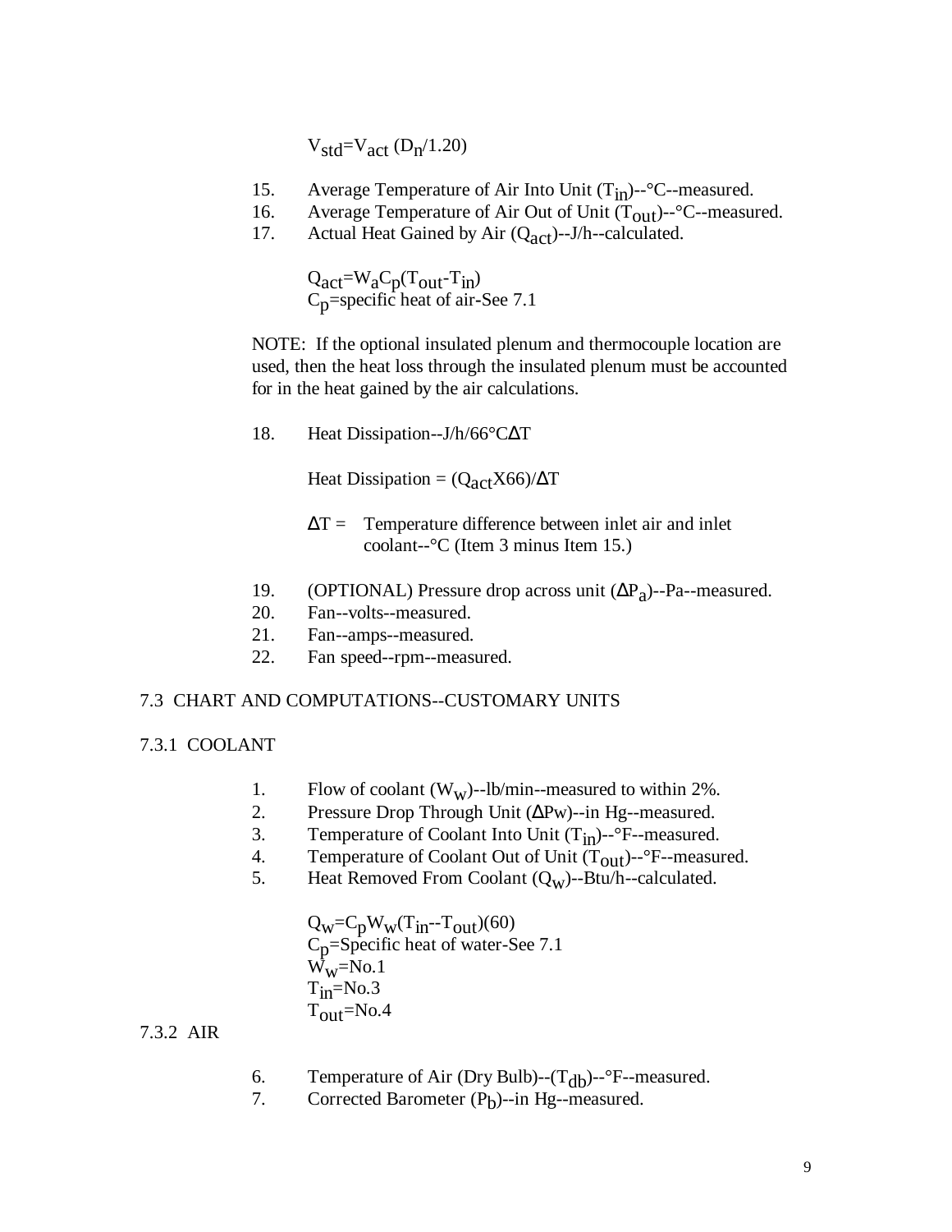$V_{std}=V_{act}\ (D_n/1.20)$

15. Average Temperature of Air Into Unit ($T_{in}$)--°C--measured.
16. Average Temperature of Air Out of Unit ($T_{out}$)--°C--measured.
17. Actual Heat Gained by Air ($Q_{act}$)--J/h--calculated.

$Q_{act}=W_aC_p(T_{out}-T_{in})$
$C_p$=specific heat of air-See 7.1

NOTE: If the optional insulated plenum and thermocouple location are used, then the heat loss through the insulated plenum must be accounted for in the heat gained by the air calculations.

18. Heat Dissipation--J/h/66°CΔT

Heat Dissipation = $(Q_{act}X66)/\Delta T$

ΔT = Temperature difference between inlet air and inlet coolant--°C (Item 3 minus Item 15.)

19. (OPTIONAL) Pressure drop across unit ($\Delta P_a$)--Pa--measured.
20. Fan--volts--measured.
21. Fan--amps--measured.
22. Fan speed--rpm--measured.

## 7.3 CHART AND COMPUTATIONS--CUSTOMARY UNITS

### 7.3.1 COOLANT

1. Flow of coolant ($W_w$)--lb/min--measured to within 2%.
2. Pressure Drop Through Unit (ΔPw)--in Hg--measured.
3. Temperature of Coolant Into Unit ($T_{in}$)--°F--measured.
4. Temperature of Coolant Out of Unit ($T_{out}$)--°F--measured.
5. Heat Removed From Coolant ($Q_w$)--Btu/h--calculated.

$Q_w=C_pW_w(T_{in}--T_{out})(60)$
$C_p$=Specific heat of water-See 7.1
$W_w$=No.1
$T_{in}$=No.3
$T_{out}$=No.4

### 7.3.2 AIR

6. Temperature of Air (Dry Bulb)--($T_{db}$)--°F--measured.
7. Corrected Barometer ($P_b$)--in Hg--measured.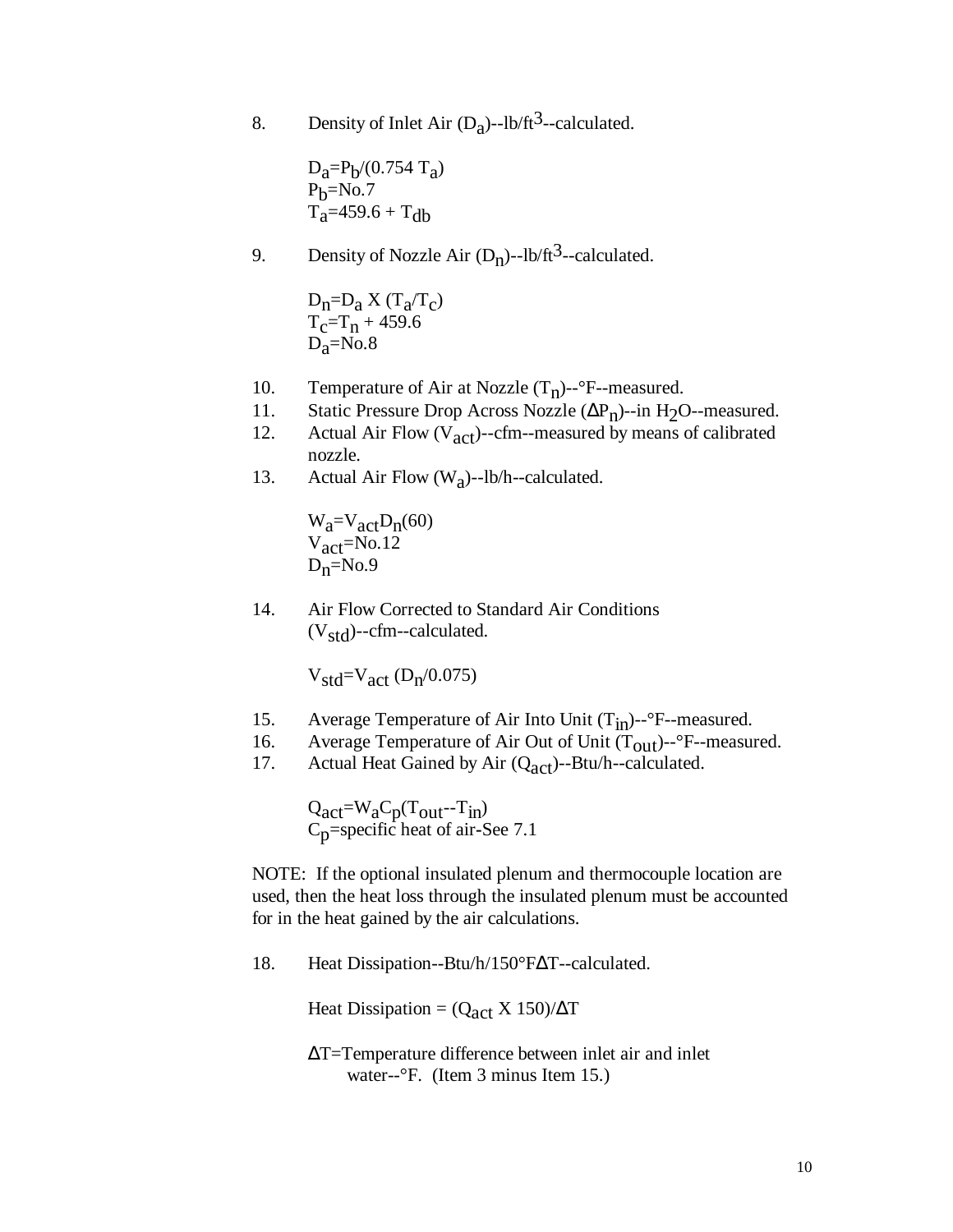8. Density of Inlet Air ($D_a$)--lb/ft$^3$--calculated.

   $D_a = P_b/(0.754\ T_a)$
   $P_b$=No.7
   $T_a = 459.6 + T_{db}$

9. Density of Nozzle Air ($D_n$)--lb/ft$^3$--calculated.

   $D_n = D_a \text{ X } (T_a/T_c)$
   $T_c = T_n + 459.6$
   $D_a$=No.8

10. Temperature of Air at Nozzle ($T_n$)--°F--measured.
11. Static Pressure Drop Across Nozzle ($\Delta P_n$)--in $H_2O$--measured.
12. Actual Air Flow ($V_{act}$)--cfm--measured by means of calibrated nozzle.
13. Actual Air Flow ($W_a$)--lb/h--calculated.

    $W_a = V_{act} D_n (60)$
    $V_{act}$=No.12
    $D_n$=No.9

14. Air Flow Corrected to Standard Air Conditions ($V_{std}$)--cfm--calculated.

    $V_{std} = V_{act}\ (D_n/0.075)$

15. Average Temperature of Air Into Unit ($T_{in}$)--°F--measured.
16. Average Temperature of Air Out of Unit ($T_{out}$)--°F--measured.
17. Actual Heat Gained by Air ($Q_{act}$)--Btu/h--calculated.

    $Q_{act} = W_a C_p (T_{out} - T_{in})$
    $C_p$=specific heat of air-See 7.1

NOTE: If the optional insulated plenum and thermocouple location are used, then the heat loss through the insulated plenum must be accounted for in the heat gained by the air calculations.

18. Heat Dissipation--Btu/h/150°F$\Delta$T--calculated.

    Heat Dissipation = ($Q_{act}$ X 150)/$\Delta$T

    $\Delta$T=Temperature difference between inlet air and inlet water--°F. (Item 3 minus Item 15.)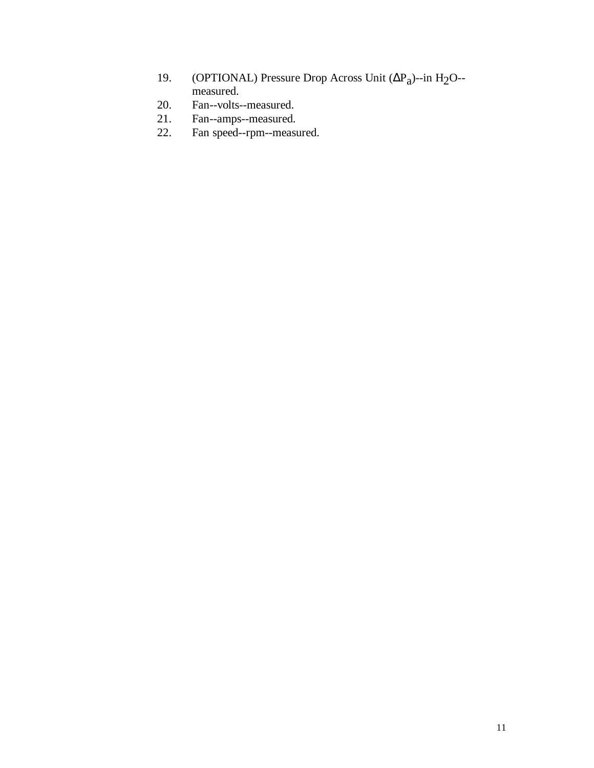19. (OPTIONAL) Pressure Drop Across Unit ($\Delta P_a$)--in $H_2O$--measured.
20. Fan--volts--measured.
21. Fan--amps--measured.
22. Fan speed--rpm--measured.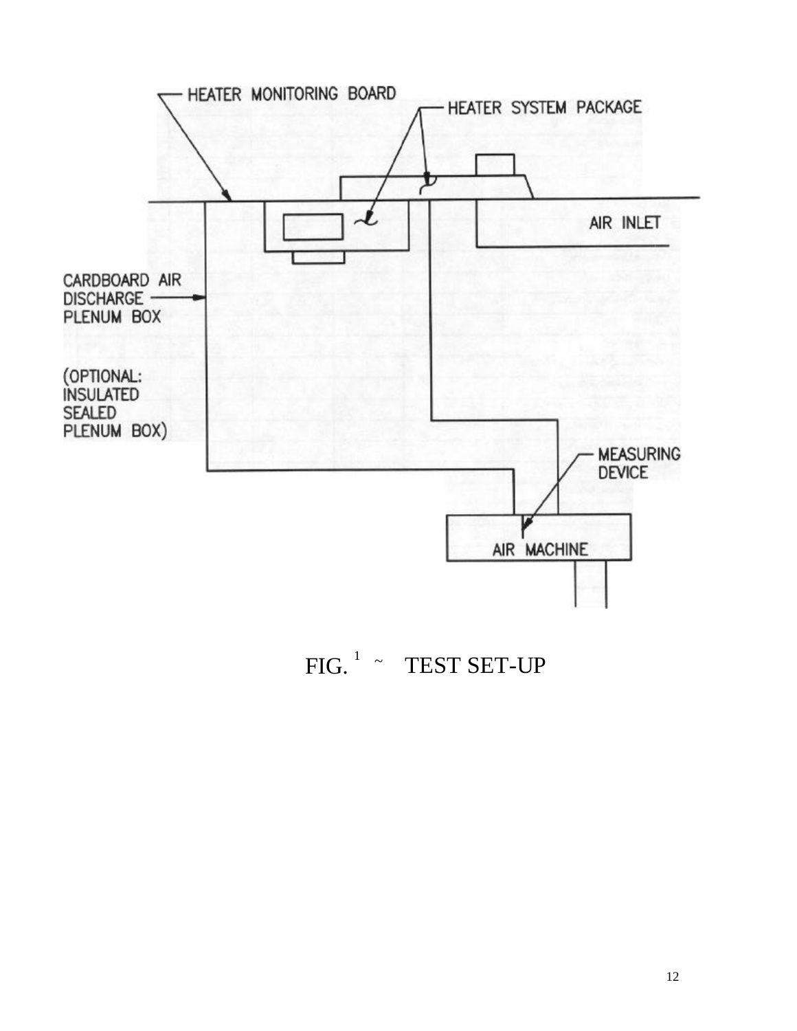HEATER MONITORING BOARD

HEATER SYSTEM PACKAGE

AIR INLET

CARDBOARD AIR DISCHARGE PLENUM BOX

(OPTIONAL: INSULATED SEALED PLENUM BOX)

MEASURING DEVICE

AIR MACHINE

FIG. 1 ~ TEST SET-UP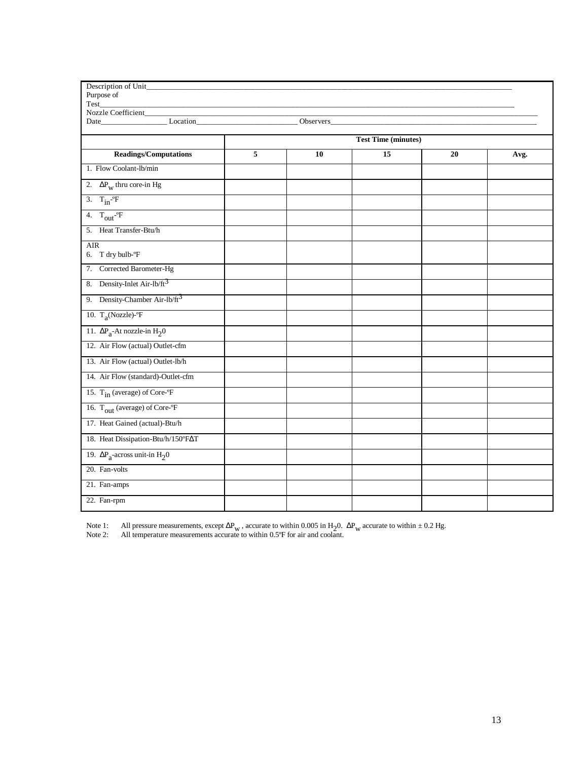Description of Unit_______________________________________________________________________________________

Purpose of Test_______________________________________________________________________________________

Nozzle Coefficient_______________________________________________________________________________________

Date_________________ Location__________________________ Observers_______________________________________________

| | Test Time (minutes) | | | | |
|---|---|---|---|---|---|
| **Readings/Computations** | **5** | **10** | **15** | **20** | **Avg.** |
| 1. Flow Coolant-lb/min | | | | | |
| 2. $\Delta P_w$ thru core-in Hg | | | | | |
| 3. $T_{in}$-ºF | | | | | |
| 4. $T_{out}$-ºF | | | | | |
| 5. Heat Transfer-Btu/h | | | | | |
| AIR<br>6. T dry bulb-ºF | | | | | |
| 7. Corrected Barometer-Hg | | | | | |
| 8. Density-Inlet Air-lb/ft$^3$ | | | | | |
| 9. Density-Chamber Air-lb/ft$^3$ | | | | | |
| 10. $T_a$(Nozzle)-ºF | | | | | |
| 11. $\Delta P_a$-At nozzle-in $H_2O$ | | | | | |
| 12. Air Flow (actual) Outlet-cfm | | | | | |
| 13. Air Flow (actual) Outlet-lb/h | | | | | |
| 14. Air Flow (standard)-Outlet-cfm | | | | | |
| 15. $T_{in}$ (average) of Core-ºF | | | | | |
| 16. $T_{out}$ (average) of Core-ºF | | | | | |
| 17. Heat Gained (actual)-Btu/h | | | | | |
| 18. Heat Dissipation-Btu/h/150ºF$\Delta$T | | | | | |
| 19. $\Delta P_a$-across unit-in $H_2O$ | | | | | |
| 20. Fan-volts | | | | | |
| 21. Fan-amps | | | | | |
| 22. Fan-rpm | | | | | |

Note 1: All pressure measurements, except $\Delta P_w$, accurate to within 0.005 in $H_2O$. $\Delta P_w$ accurate to within ± 0.2 Hg.

Note 2: All temperature measurements accurate to within 0.5ºF for air and coolant.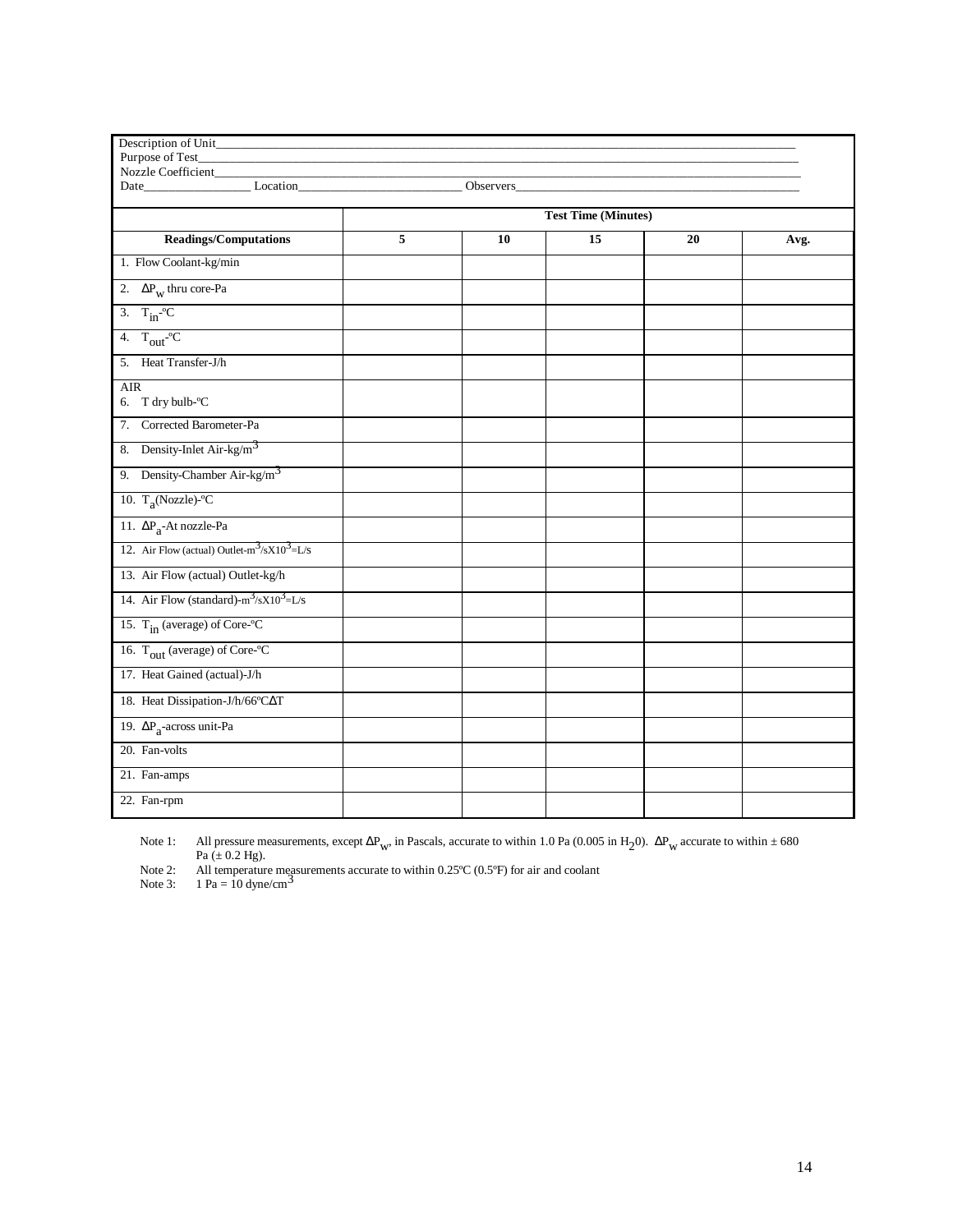Description of Unit\_\_\_\_\_\_\_\_\_\_\_\_\_\_\_\_\_\_\_\_\_\_\_\_\_\_\_\_\_\_\_\_\_\_\_\_\_\_\_\_\_\_\_\_\_\_\_\_\_\_\_\_\_\_\_\_\_\_\_\_\_\_\_\_\_\_\_\_\_\_\_\_\_\_\_\_\_\_\_\_\_\_\_\_\_\_\_\_\_\_

Purpose of Test\_\_\_\_\_\_\_\_\_\_\_\_\_\_\_\_\_\_\_\_\_\_\_\_\_\_\_\_\_\_\_\_\_\_\_\_\_\_\_\_\_\_\_\_\_\_\_\_\_\_\_\_\_\_\_\_\_\_\_\_\_\_\_\_\_\_\_\_\_\_\_\_\_\_\_\_\_\_\_\_\_\_\_\_\_\_\_\_\_\_\_\_

Nozzle Coefficient\_\_\_\_\_\_\_\_\_\_\_\_\_\_\_\_\_\_\_\_\_\_\_\_\_\_\_\_\_\_\_\_\_\_\_\_\_\_\_\_\_\_\_\_\_\_\_\_\_\_\_\_\_\_\_\_\_\_\_\_\_\_\_\_\_\_\_\_\_\_\_\_\_\_\_\_\_\_\_\_\_\_\_\_\_\_\_\_\_\_

Date\_\_\_\_\_\_\_\_\_\_\_\_\_\_\_\_\_ Location\_\_\_\_\_\_\_\_\_\_\_\_\_\_\_\_\_\_\_\_\_\_\_\_\_\_ Observers\_\_\_\_\_\_\_\_\_\_\_\_\_\_\_\_\_\_\_\_\_\_\_\_\_\_\_\_\_\_\_\_\_\_\_\_\_\_\_\_\_\_\_\_\_

| | **Test Time (Minutes)** | | | | |
|---|---|---|---|---|---|
| **Readings/Computations** | **5** | **10** | **15** | **20** | **Avg.** |
| 1. Flow Coolant-kg/min | | | | | |
| 2. $\Delta P_w$ thru core-Pa | | | | | |
| 3. $T_{in}$-ºC | | | | | |
| 4. $T_{out}$-ºC | | | | | |
| 5. Heat Transfer-J/h | | | | | |
| AIR<br>6. T dry bulb-ºC | | | | | |
| 7. Corrected Barometer-Pa | | | | | |
| 8. Density-Inlet Air-kg/$m^3$ | | | | | |
| 9. Density-Chamber Air-kg/$m^3$ | | | | | |
| 10. $T_a$(Nozzle)-ºC | | | | | |
| 11. $\Delta P_a$-At nozzle-Pa | | | | | |
| 12. Air Flow (actual) Outlet-$m^3/s X 10^3$=L/s | | | | | |
| 13. Air Flow (actual) Outlet-kg/h | | | | | |
| 14. Air Flow (standard)-$m^3/s X 10^3$=L/s | | | | | |
| 15. $T_{in}$ (average) of Core-ºC | | | | | |
| 16. $T_{out}$ (average) of Core-ºC | | | | | |
| 17. Heat Gained (actual)-J/h | | | | | |
| 18. Heat Dissipation-J/h/66ºC$\Delta T$ | | | | | |
| 19. $\Delta P_a$-across unit-Pa | | | | | |
| 20. Fan-volts | | | | | |
| 21. Fan-amps | | | | | |
| 22. Fan-rpm | | | | | |

Note 1: All pressure measurements, except $\Delta P_w$, in Pascals, accurate to within 1.0 Pa (0.005 in $H_2O$). $\Delta P_w$ accurate to within ± 680 Pa (± 0.2 Hg).

Note 2: All temperature measurements accurate to within 0.25ºC (0.5ºF) for air and coolant

Note 3: 1 Pa = 10 dyne/$cm^3$